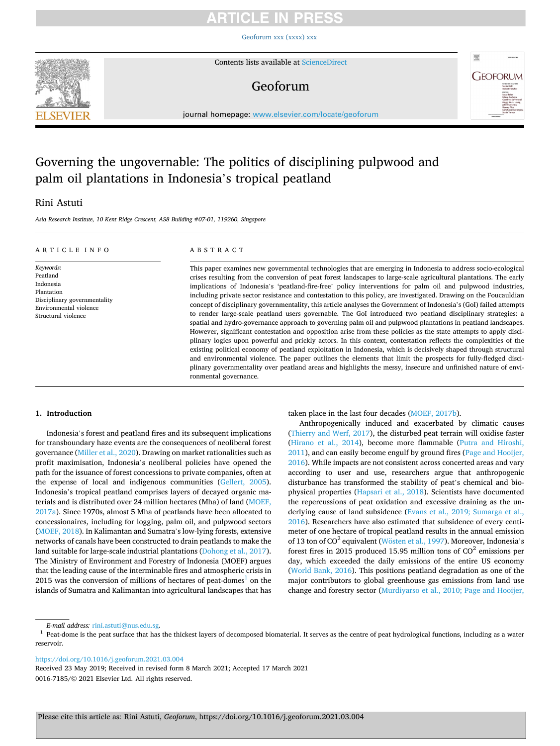# Governing the ungovernable: The politics of disciplining pulpwood and palm oil plantations in Indonesia's tropical peatland

Rini Astuti

*Asia Research Institute, 10 Kent Ridge Crescent, AS8 Building #07-01, 119260, Singapore*

## ARTICLE INFO

*Keywords:*
Peatland
Indonesia
Plantation
Disciplinary governmentality
Environmental violence
Structural violence

## ABSTRACT

This paper examines new governmental technologies that are emerging in Indonesia to address socio-ecological crises resulting from the conversion of peat forest landscapes to large-scale agricultural plantations. The early implications of Indonesia's 'peatland-fire-free' policy interventions for palm oil and pulpwood industries, including private sector resistance and contestation to this policy, are investigated. Drawing on the Foucauldian concept of disciplinary governmentality, this article analyses the Government of Indonesia's (GoI) failed attempts to render large-scale peatland users governable. The GoI introduced two peatland disciplinary strategies: a spatial and hydro-governance approach to governing palm oil and pulpwood plantations in peatland landscapes. However, significant contestation and opposition arise from these policies as the state attempts to apply disciplinary logics upon powerful and prickly actors. In this context, contestation reflects the complexities of the existing political economy of peatland exploitation in Indonesia, which is decisively shaped through structural and environmental violence. The paper outlines the elements that limit the prospects for fully-fledged disciplinary governmentality over peatland areas and highlights the messy, insecure and unfinished nature of environmental governance.

## 1. Introduction

Indonesia's forest and peatland fires and its subsequent implications for transboundary haze events are the consequences of neoliberal forest governance (Miller et al., 2020). Drawing on market rationalities such as profit maximisation, Indonesia's neoliberal policies have opened the path for the issuance of forest concessions to private companies, often at the expense of local and indigenous communities (Gellert, 2005). Indonesia's tropical peatland comprises layers of decayed organic materials and is distributed over 24 million hectares (Mha) of land (MOEF, 2017a). Since 1970s, almost 5 Mha of peatlands have been allocated to concessionaires, including for logging, palm oil, and pulpwood sectors (MOEF, 2018). In Kalimantan and Sumatra's low-lying forests, extensive networks of canals have been constructed to drain peatlands to make the land suitable for large-scale industrial plantations (Dohong et al., 2017). The Ministry of Environment and Forestry of Indonesia (MOEF) argues that the leading cause of the interminable fires and atmospheric crisis in 2015 was the conversion of millions of hectares of peat-domes[1] on the islands of Sumatra and Kalimantan into agricultural landscapes that has taken place in the last four decades (MOEF, 2017b).

Anthropogenically induced and exacerbated by climatic causes (Thierry and Werf, 2017), the disturbed peat terrain will oxidise faster (Hirano et al., 2014), become more flammable (Putra and Hiroshi, 2011), and can easily become engulf by ground fires (Page and Hooijer, 2016). While impacts are not consistent across concerted areas and vary according to user and use, researchers argue that anthropogenic disturbance has transformed the stability of peat's chemical and biophysical properties (Hapsari et al., 2018). Scientists have documented the repercussions of peat oxidation and excessive draining as the underlying cause of land subsidence (Evans et al., 2019; Sumarga et al., 2016). Researchers have also estimated that subsidence of every centimeter of one hectare of tropical peatland results in the annual emission of 13 ton of $CO^2$ equivalent (Wösten et al., 1997). Moreover, Indonesia's forest fires in 2015 produced 15.95 million tons of $CO^2$ emissions per day, which exceeded the daily emissions of the entire US economy (World Bank, 2016). This positions peatland degradation as one of the major contributors to global greenhouse gas emissions from land use change and forestry sector (Murdiyarso et al., 2010; Page and Hooijer,

---

*E-mail address:* rini.astuti@nus.edu.sg.

[1] Peat-dome is the peat surface that has the thickest layers of decomposed biomaterial. It serves as the centre of peat hydrological functions, including as a water reservoir.

https://doi.org/10.1016/j.geoforum.2021.03.004
Received 23 May 2019; Received in revised form 8 March 2021; Accepted 17 March 2021
0016-7185/© 2021 Elsevier Ltd. All rights reserved.

Please cite this article as: Rini Astuti, *Geoforum*, https://doi.org/10.1016/j.geoforum.2021.03.004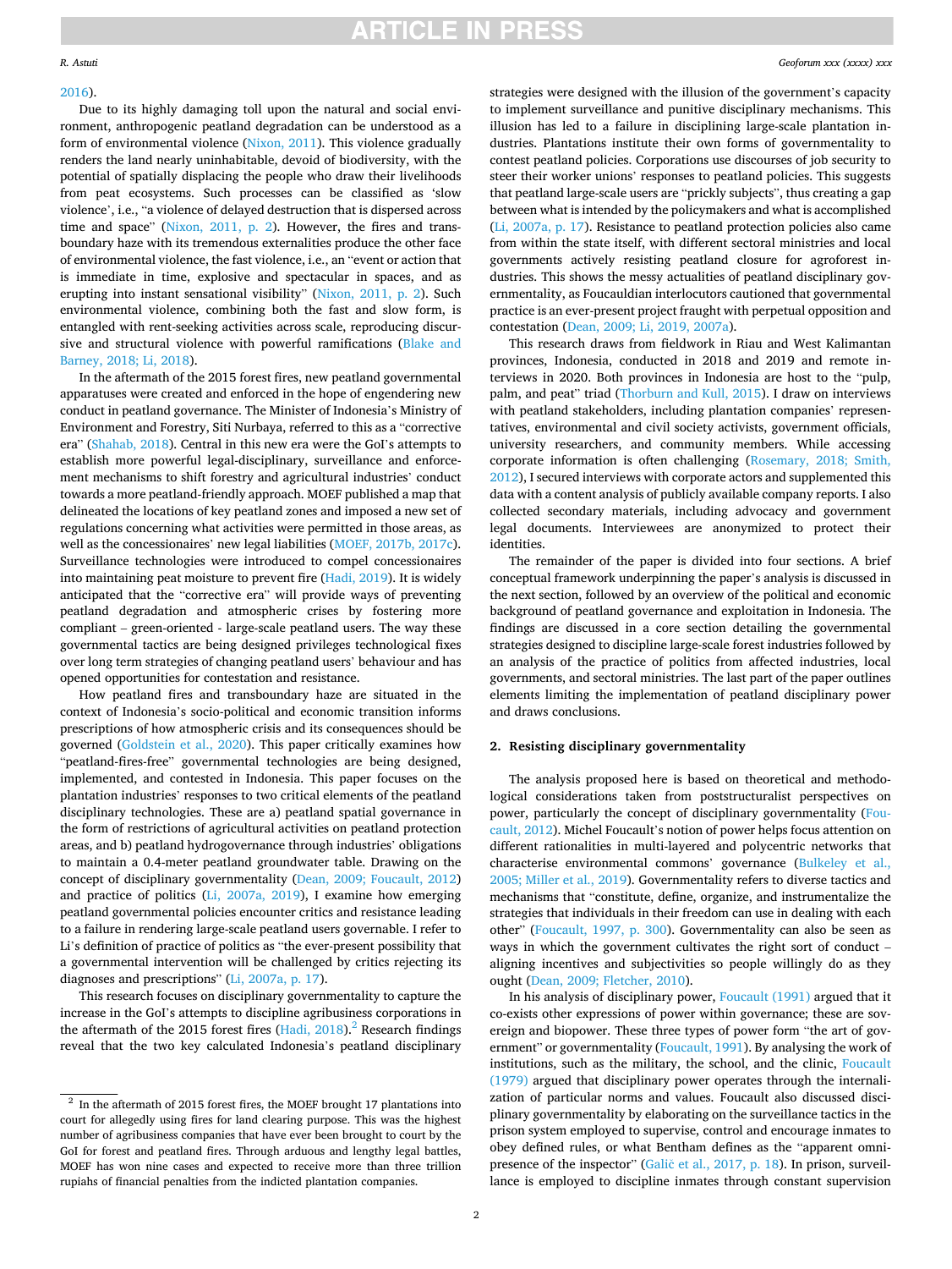2016).

Due to its highly damaging toll upon the natural and social environment, anthropogenic peatland degradation can be understood as a form of environmental violence (Nixon, 2011). This violence gradually renders the land nearly uninhabitable, devoid of biodiversity, with the potential of spatially displacing the people who draw their livelihoods from peat ecosystems. Such processes can be classified as 'slow violence', i.e., "a violence of delayed destruction that is dispersed across time and space" (Nixon, 2011, p. 2). However, the fires and transboundary haze with its tremendous externalities produce the other face of environmental violence, the fast violence, i.e., an "event or action that is immediate in time, explosive and spectacular in spaces, and as erupting into instant sensational visibility" (Nixon, 2011, p. 2). Such environmental violence, combining both the fast and slow form, is entangled with rent-seeking activities across scale, reproducing discursive and structural violence with powerful ramifications (Blake and Barney, 2018; Li, 2018).

In the aftermath of the 2015 forest fires, new peatland governmental apparatuses were created and enforced in the hope of engendering new conduct in peatland governance. The Minister of Indonesia's Ministry of Environment and Forestry, Siti Nurbaya, referred to this as a "corrective era" (Shahab, 2018). Central in this new era were the GoI's attempts to establish more powerful legal-disciplinary, surveillance and enforcement mechanisms to shift forestry and agricultural industries' conduct towards a more peatland-friendly approach. MOEF published a map that delineated the locations of key peatland zones and imposed a new set of regulations concerning what activities were permitted in those areas, as well as the concessionaires' new legal liabilities (MOEF, 2017b, 2017c). Surveillance technologies were introduced to compel concessionaires into maintaining peat moisture to prevent fire (Hadi, 2019). It is widely anticipated that the "corrective era" will provide ways of preventing peatland degradation and atmospheric crises by fostering more compliant – green-oriented - large-scale peatland users. The way these governmental tactics are being designed privileges technological fixes over long term strategies of changing peatland users' behaviour and has opened opportunities for contestation and resistance.

How peatland fires and transboundary haze are situated in the context of Indonesia's socio-political and economic transition informs prescriptions of how atmospheric crisis and its consequences should be governed (Goldstein et al., 2020). This paper critically examines how "peatland-fires-free" governmental technologies are being designed, implemented, and contested in Indonesia. This paper focuses on the plantation industries' responses to two critical elements of the peatland disciplinary technologies. These are a) peatland spatial governance in the form of restrictions of agricultural activities on peatland protection areas, and b) peatland hydrogovernance through industries' obligations to maintain a 0.4-meter peatland groundwater table. Drawing on the concept of disciplinary governmentality (Dean, 2009; Foucault, 2012) and practice of politics (Li, 2007a, 2019), I examine how emerging peatland governmental policies encounter critics and resistance leading to a failure in rendering large-scale peatland users governable. I refer to Li's definition of practice of politics as "the ever-present possibility that a governmental intervention will be challenged by critics rejecting its diagnoses and prescriptions" (Li, 2007a, p. 17).

This research focuses on disciplinary governmentality to capture the increase in the GoI's attempts to discipline agribusiness corporations in the aftermath of the 2015 forest fires (Hadi, 2018).[2] Research findings reveal that the two key calculated Indonesia's peatland disciplinary strategies were designed with the illusion of the government's capacity to implement surveillance and punitive disciplinary mechanisms. This illusion has led to a failure in disciplining large-scale plantation industries. Plantations institute their own forms of governmentality to contest peatland policies. Corporations use discourses of job security to steer their worker unions' responses to peatland policies. This suggests that peatland large-scale users are "prickly subjects", thus creating a gap between what is intended by the policymakers and what is accomplished (Li, 2007a, p. 17). Resistance to peatland protection policies also came from within the state itself, with different sectoral ministries and local governments actively resisting peatland closure for agroforest industries. This shows the messy actualities of peatland disciplinary governmentality, as Foucauldian interlocutors cautioned that governmental practice is an ever-present project fraught with perpetual opposition and contestation (Dean, 2009; Li, 2019, 2007a).

This research draws from fieldwork in Riau and West Kalimantan provinces, Indonesia, conducted in 2018 and 2019 and remote interviews in 2020. Both provinces in Indonesia are host to the "pulp, palm, and peat" triad (Thorburn and Kull, 2015). I draw on interviews with peatland stakeholders, including plantation companies' representatives, environmental and civil society activists, government officials, university researchers, and community members. While accessing corporate information is often challenging (Rosemary, 2018; Smith, 2012), I secured interviews with corporate actors and supplemented this data with a content analysis of publicly available company reports. I also collected secondary materials, including advocacy and government legal documents. Interviewees are anonymized to protect their identities.

The remainder of the paper is divided into four sections. A brief conceptual framework underpinning the paper's analysis is discussed in the next section, followed by an overview of the political and economic background of peatland governance and exploitation in Indonesia. The findings are discussed in a core section detailing the governmental strategies designed to discipline large-scale forest industries followed by an analysis of the practice of politics from affected industries, local governments, and sectoral ministries. The last part of the paper outlines elements limiting the implementation of peatland disciplinary power and draws conclusions.

## 2. Resisting disciplinary governmentality

The analysis proposed here is based on theoretical and methodological considerations taken from poststructuralist perspectives on power, particularly the concept of disciplinary governmentality (Foucault, 2012). Michel Foucault's notion of power helps focus attention on different rationalities in multi-layered and polycentric networks that characterise environmental commons' governance (Bulkeley et al., 2005; Miller et al., 2019). Governmentality refers to diverse tactics and mechanisms that "constitute, define, organize, and instrumentalize the strategies that individuals in their freedom can use in dealing with each other" (Foucault, 1997, p. 300). Governmentality can also be seen as ways in which the government cultivates the right sort of conduct – aligning incentives and subjectivities so people willingly do as they ought (Dean, 2009; Fletcher, 2010).

In his analysis of disciplinary power, Foucault (1991) argued that it co-exists other expressions of power within governance; these are sovereign and biopower. These three types of power form "the art of government" or governmentality (Foucault, 1991). By analysing the work of institutions, such as the military, the school, and the clinic, Foucault (1979) argued that disciplinary power operates through the internalization of particular norms and values. Foucault also discussed disciplinary governmentality by elaborating on the surveillance tactics in the prison system employed to supervise, control and encourage inmates to obey defined rules, or what Bentham defines as the "apparent omnipresence of the inspector" (Galič et al., 2017, p. 18). In prison, surveillance is employed to discipline inmates through constant supervision

[2] In the aftermath of 2015 forest fires, the MOEF brought 17 plantations into court for allegedly using fires for land clearing purpose. This was the highest number of agribusiness companies that have ever been brought to court by the GoI for forest and peatland fires. Through arduous and lengthy legal battles, MOEF has won nine cases and expected to receive more than three trillion rupiahs of financial penalties from the indicted plantation companies.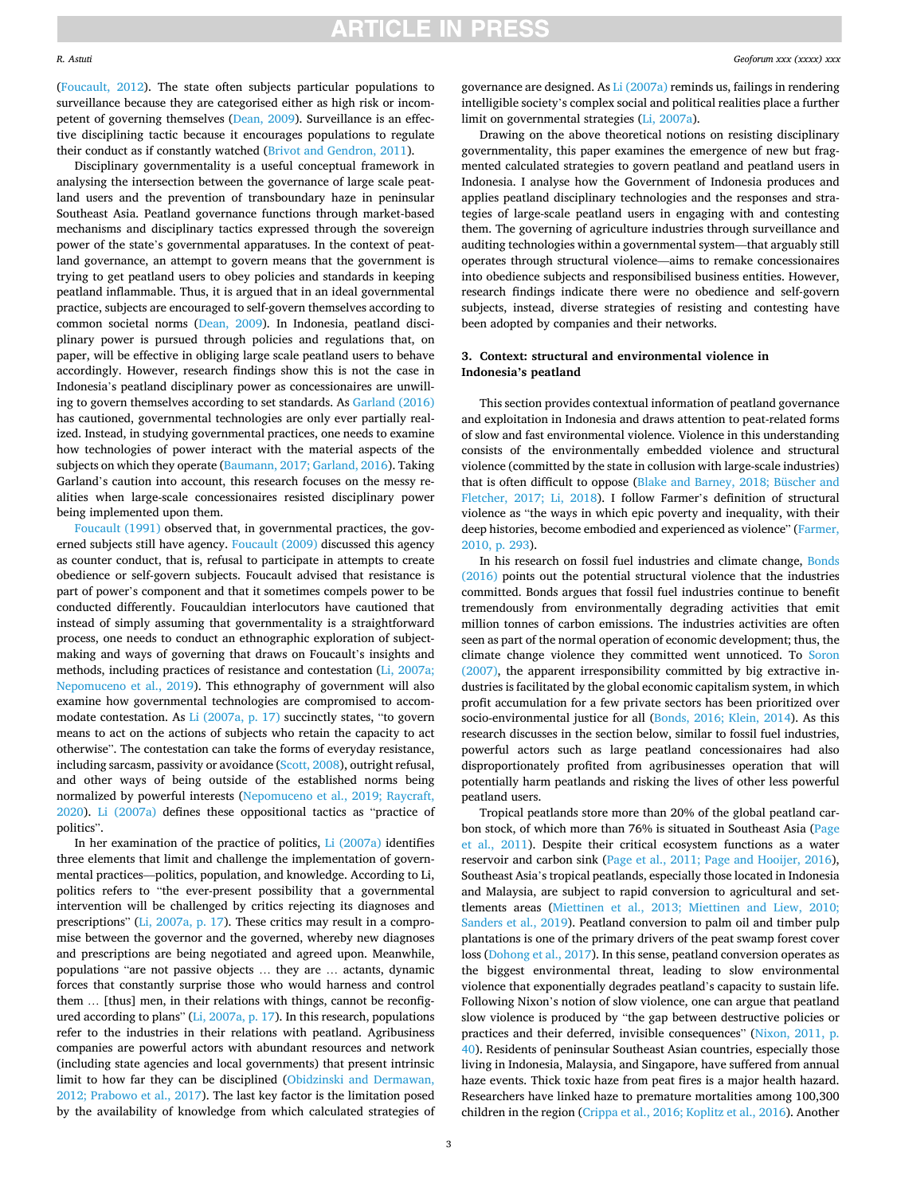(Foucault, 2012). The state often subjects particular populations to surveillance because they are categorised either as high risk or incompetent of governing themselves (Dean, 2009). Surveillance is an effective disciplining tactic because it encourages populations to regulate their conduct as if constantly watched (Brivot and Gendron, 2011).

Disciplinary governmentality is a useful conceptual framework in analysing the intersection between the governance of large scale peatland users and the prevention of transboundary haze in peninsular Southeast Asia. Peatland governance functions through market-based mechanisms and disciplinary tactics expressed through the sovereign power of the state's governmental apparatuses. In the context of peatland governance, an attempt to govern means that the government is trying to get peatland users to obey policies and standards in keeping peatland inflammable. Thus, it is argued that in an ideal governmental practice, subjects are encouraged to self-govern themselves according to common societal norms (Dean, 2009). In Indonesia, peatland disciplinary power is pursued through policies and regulations that, on paper, will be effective in obliging large scale peatland users to behave accordingly. However, research findings show this is not the case in Indonesia's peatland disciplinary power as concessionaires are unwilling to govern themselves according to set standards. As Garland (2016) has cautioned, governmental technologies are only ever partially realized. Instead, in studying governmental practices, one needs to examine how technologies of power interact with the material aspects of the subjects on which they operate (Baumann, 2017; Garland, 2016). Taking Garland's caution into account, this research focuses on the messy realities when large-scale concessionaires resisted disciplinary power being implemented upon them.

Foucault (1991) observed that, in governmental practices, the governed subjects still have agency. Foucault (2009) discussed this agency as counter conduct, that is, refusal to participate in attempts to create obedience or self-govern subjects. Foucault advised that resistance is part of power's component and that it sometimes compels power to be conducted differently. Foucauldian interlocutors have cautioned that instead of simply assuming that governmentality is a straightforward process, one needs to conduct an ethnographic exploration of subject-making and ways of governing that draws on Foucault's insights and methods, including practices of resistance and contestation (Li, 2007a; Nepomuceno et al., 2019). This ethnography of government will also examine how governmental technologies are compromised to accommodate contestation. As Li (2007a, p. 17) succinctly states, "to govern means to act on the actions of subjects who retain the capacity to act otherwise". The contestation can take the forms of everyday resistance, including sarcasm, passivity or avoidance (Scott, 2008), outright refusal, and other ways of being outside of the established norms being normalized by powerful interests (Nepomuceno et al., 2019; Raycraft, 2020). Li (2007a) defines these oppositional tactics as "practice of politics".

In her examination of the practice of politics, Li (2007a) identifies three elements that limit and challenge the implementation of governmental practices—politics, population, and knowledge. According to Li, politics refers to "the ever-present possibility that a governmental intervention will be challenged by critics rejecting its diagnoses and prescriptions" (Li, 2007a, p. 17). These critics may result in a compromise between the governor and the governed, whereby new diagnoses and prescriptions are being negotiated and agreed upon. Meanwhile, populations "are not passive objects … they are … actants, dynamic forces that constantly surprise those who would harness and control them … [thus] men, in their relations with things, cannot be reconfigured according to plans" (Li, 2007a, p. 17). In this research, populations refer to the industries in their relations with peatland. Agribusiness companies are powerful actors with abundant resources and network (including state agencies and local governments) that present intrinsic limit to how far they can be disciplined (Obidzinski and Dermawan, 2012; Prabowo et al., 2017). The last key factor is the limitation posed by the availability of knowledge from which calculated strategies of governance are designed. As Li (2007a) reminds us, failings in rendering intelligible society's complex social and political realities place a further limit on governmental strategies (Li, 2007a).

Drawing on the above theoretical notions on resisting disciplinary governmentality, this paper examines the emergence of new but fragmented calculated strategies to govern peatland and peatland users in Indonesia. I analyse how the Government of Indonesia produces and applies peatland disciplinary technologies and the responses and strategies of large-scale peatland users in engaging with and contesting them. The governing of agriculture industries through surveillance and auditing technologies within a governmental system—that arguably still operates through structural violence—aims to remake concessionaires into obedience subjects and responsibilised business entities. However, research findings indicate there were no obedience and self-govern subjects, instead, diverse strategies of resisting and contesting have been adopted by companies and their networks.

## 3. Context: structural and environmental violence in Indonesia's peatland

This section provides contextual information of peatland governance and exploitation in Indonesia and draws attention to peat-related forms of slow and fast environmental violence. Violence in this understanding consists of the environmentally embedded violence and structural violence (committed by the state in collusion with large-scale industries) that is often difficult to oppose (Blake and Barney, 2018; Büscher and Fletcher, 2017; Li, 2018). I follow Farmer's definition of structural violence as "the ways in which epic poverty and inequality, with their deep histories, become embodied and experienced as violence" (Farmer, 2010, p. 293).

In his research on fossil fuel industries and climate change, Bonds (2016) points out the potential structural violence that the industries committed. Bonds argues that fossil fuel industries continue to benefit tremendously from environmentally degrading activities that emit million tonnes of carbon emissions. The industries activities are often seen as part of the normal operation of economic development; thus, the climate change violence they committed went unnoticed. To Soron (2007), the apparent irresponsibility committed by big extractive industries is facilitated by the global economic capitalism system, in which profit accumulation for a few private sectors has been prioritized over socio-environmental justice for all (Bonds, 2016; Klein, 2014). As this research discusses in the section below, similar to fossil fuel industries, powerful actors such as large peatland concessionaires had also disproportionately profited from agribusinesses operation that will potentially harm peatlands and risking the lives of other less powerful peatland users.

Tropical peatlands store more than 20% of the global peatland carbon stock, of which more than 76% is situated in Southeast Asia (Page et al., 2011). Despite their critical ecosystem functions as a water reservoir and carbon sink (Page et al., 2011; Page and Hooijer, 2016), Southeast Asia's tropical peatlands, especially those located in Indonesia and Malaysia, are subject to rapid conversion to agricultural and settlements areas (Miettinen et al., 2013; Miettinen and Liew, 2010; Sanders et al., 2019). Peatland conversion to palm oil and timber pulp plantations is one of the primary drivers of the peat swamp forest cover loss (Dohong et al., 2017). In this sense, peatland conversion operates as the biggest environmental threat, leading to slow environmental violence that exponentially degrades peatland's capacity to sustain life. Following Nixon's notion of slow violence, one can argue that peatland slow violence is produced by "the gap between destructive policies or practices and their deferred, invisible consequences" (Nixon, 2011, p. 40). Residents of peninsular Southeast Asian countries, especially those living in Indonesia, Malaysia, and Singapore, have suffered from annual haze events. Thick toxic haze from peat fires is a major health hazard. Researchers have linked haze to premature mortalities among 100,300 children in the region (Crippa et al., 2016; Koplitz et al., 2016). Another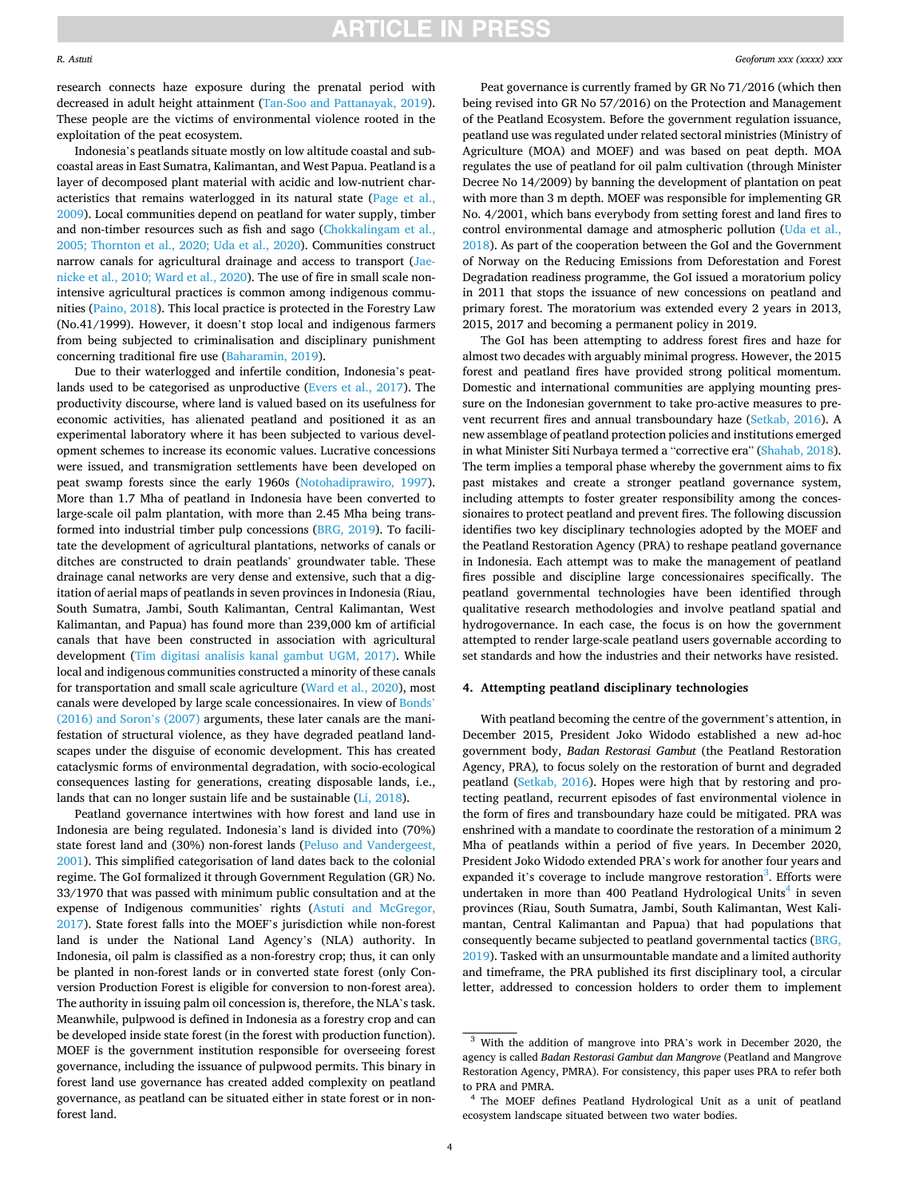research connects haze exposure during the prenatal period with decreased in adult height attainment (Tan-Soo and Pattanayak, 2019). These people are the victims of environmental violence rooted in the exploitation of the peat ecosystem.

Indonesia's peatlands situate mostly on low altitude coastal and sub-coastal areas in East Sumatra, Kalimantan, and West Papua. Peatland is a layer of decomposed plant material with acidic and low-nutrient characteristics that remains waterlogged in its natural state (Page et al., 2009). Local communities depend on peatland for water supply, timber and non-timber resources such as fish and sago (Chokkalingam et al., 2005; Thornton et al., 2020; Uda et al., 2020). Communities construct narrow canals for agricultural drainage and access to transport (Jaenicke et al., 2010; Ward et al., 2020). The use of fire in small scale non-intensive agricultural practices is common among indigenous communities (Paino, 2018). This local practice is protected in the Forestry Law (No.41/1999). However, it doesn't stop local and indigenous farmers from being subjected to criminalisation and disciplinary punishment concerning traditional fire use (Baharamin, 2019).

Due to their waterlogged and infertile condition, Indonesia's peatlands used to be categorised as unproductive (Evers et al., 2017). The productivity discourse, where land is valued based on its usefulness for economic activities, has alienated peatland and positioned it as an experimental laboratory where it has been subjected to various development schemes to increase its economic values. Lucrative concessions were issued, and transmigration settlements have been developed on peat swamp forests since the early 1960s (Notohadiprawiro, 1997). More than 1.7 Mha of peatland in Indonesia have been converted to large-scale oil palm plantation, with more than 2.45 Mha being transformed into industrial timber pulp concessions (BRG, 2019). To facilitate the development of agricultural plantations, networks of canals or ditches are constructed to drain peatlands' groundwater table. These drainage canal networks are very dense and extensive, such that a digitation of aerial maps of peatlands in seven provinces in Indonesia (Riau, South Sumatra, Jambi, South Kalimantan, Central Kalimantan, West Kalimantan, and Papua) has found more than 239,000 km of artificial canals that have been constructed in association with agricultural development (Tim digitasi analisis kanal gambut UGM, 2017). While local and indigenous communities constructed a minority of these canals for transportation and small scale agriculture (Ward et al., 2020), most canals were developed by large scale concessionaires. In view of Bonds' (2016) and Soron's (2007) arguments, these later canals are the manifestation of structural violence, as they have degraded peatland landscapes under the disguise of economic development. This has created cataclysmic forms of environmental degradation, with socio-ecological consequences lasting for generations, creating disposable lands, i.e., lands that can no longer sustain life and be sustainable (Li, 2018).

Peatland governance intertwines with how forest and land use in Indonesia are being regulated. Indonesia's land is divided into (70%) state forest land and (30%) non-forest lands (Peluso and Vandergeest, 2001). This simplified categorisation of land dates back to the colonial regime. The GoI formalized it through Government Regulation (GR) No. 33/1970 that was passed with minimum public consultation and at the expense of Indigenous communities' rights (Astuti and McGregor, 2017). State forest falls into the MOEF's jurisdiction while non-forest land is under the National Land Agency's (NLA) authority. In Indonesia, oil palm is classified as a non-forestry crop; thus, it can only be planted in non-forest lands or in converted state forest (only Conversion Production Forest is eligible for conversion to non-forest area). The authority in issuing palm oil concession is, therefore, the NLA's task. Meanwhile, pulpwood is defined in Indonesia as a forestry crop and can be developed inside state forest (in the forest with production function). MOEF is the government institution responsible for overseeing forest governance, including the issuance of pulpwood permits. This binary in forest land use governance has created added complexity on peatland governance, as peatland can be situated either in state forest or in non-forest land.

Peat governance is currently framed by GR No 71/2016 (which then being revised into GR No 57/2016) on the Protection and Management of the Peatland Ecosystem. Before the government regulation issuance, peatland use was regulated under related sectoral ministries (Ministry of Agriculture (MOA) and MOEF) and was based on peat depth. MOA regulates the use of peatland for oil palm cultivation (through Minister Decree No 14/2009) by banning the development of plantation on peat with more than 3 m depth. MOEF was responsible for implementing GR No. 4/2001, which bans everybody from setting forest and land fires to control environmental damage and atmospheric pollution (Uda et al., 2018). As part of the cooperation between the GoI and the Government of Norway on the Reducing Emissions from Deforestation and Forest Degradation readiness programme, the GoI issued a moratorium policy in 2011 that stops the issuance of new concessions on peatland and primary forest. The moratorium was extended every 2 years in 2013, 2015, 2017 and becoming a permanent policy in 2019.

The GoI has been attempting to address forest fires and haze for almost two decades with arguably minimal progress. However, the 2015 forest and peatland fires have provided strong political momentum. Domestic and international communities are applying mounting pressure on the Indonesian government to take pro-active measures to prevent recurrent fires and annual transboundary haze (Setkab, 2016). A new assemblage of peatland protection policies and institutions emerged in what Minister Siti Nurbaya termed a "corrective era" (Shahab, 2018). The term implies a temporal phase whereby the government aims to fix past mistakes and create a stronger peatland governance system, including attempts to foster greater responsibility among the concessionaires to protect peatland and prevent fires. The following discussion identifies two key disciplinary technologies adopted by the MOEF and the Peatland Restoration Agency (PRA) to reshape peatland governance in Indonesia. Each attempt was to make the management of peatland fires possible and discipline large concessionaires specifically. The peatland governmental technologies have been identified through qualitative research methodologies and involve peatland spatial and hydrogovernance. In each case, the focus is on how the government attempted to render large-scale peatland users governable according to set standards and how the industries and their networks have resisted.

## 4. Attempting peatland disciplinary technologies

With peatland becoming the centre of the government's attention, in December 2015, President Joko Widodo established a new ad-hoc government body, *Badan Restorasi Gambut* (the Peatland Restoration Agency, PRA), to focus solely on the restoration of burnt and degraded peatland (Setkab, 2016). Hopes were high that by restoring and protecting peatland, recurrent episodes of fast environmental violence in the form of fires and transboundary haze could be mitigated. PRA was enshrined with a mandate to coordinate the restoration of a minimum 2 Mha of peatlands within a period of five years. In December 2020, President Joko Widodo extended PRA's work for another four years and expanded it's coverage to include mangrove restoration[3]. Efforts were undertaken in more than 400 Peatland Hydrological Units[4] in seven provinces (Riau, South Sumatra, Jambi, South Kalimantan, West Kalimantan, Central Kalimantan and Papua) that had populations that consequently became subjected to peatland governmental tactics (BRG, 2019). Tasked with an unsurmountable mandate and a limited authority and timeframe, the PRA published its first disciplinary tool, a circular letter, addressed to concession holders to order them to implement

[3] With the addition of mangrove into PRA's work in December 2020, the agency is called *Badan Restorasi Gambut dan Mangrove* (Peatland and Mangrove Restoration Agency, PMRA). For consistency, this paper uses PRA to refer both to PRA and PMRA.

[4] The MOEF defines Peatland Hydrological Unit as a unit of peatland ecosystem landscape situated between two water bodies.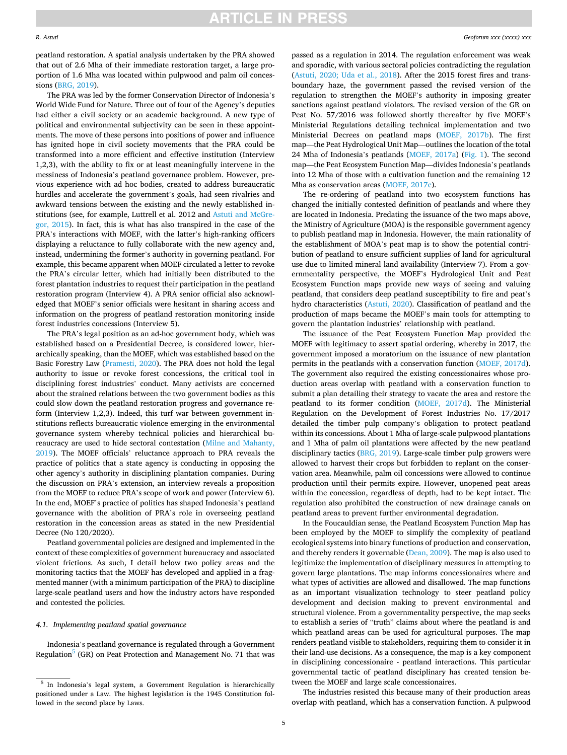peatland restoration. A spatial analysis undertaken by the PRA showed that out of 2.6 Mha of their immediate restoration target, a large proportion of 1.6 Mha was located within pulpwood and palm oil concessions (BRG, 2019).

The PRA was led by the former Conservation Director of Indonesia's World Wide Fund for Nature. Three out of four of the Agency's deputies had either a civil society or an academic background. A new type of political and environmental subjectivity can be seen in these appointments. The move of these persons into positions of power and influence has ignited hope in civil society movements that the PRA could be transformed into a more efficient and effective institution (Interview 1,2,3), with the ability to fix or at least meaningfully intervene in the messiness of Indonesia's peatland governance problem. However, previous experience with ad hoc bodies, created to address bureaucratic hurdles and accelerate the government's goals, had seen rivalries and awkward tensions between the existing and the newly established institutions (see, for example, Luttrell et al. 2012 and Astuti and McGregor, 2015). In fact, this is what has also transpired in the case of the PRA's interactions with MOEF, with the latter's high-ranking officers displaying a reluctance to fully collaborate with the new agency and, instead, undermining the former's authority in governing peatland. For example, this became apparent when MOEF circulated a letter to revoke the PRA's circular letter, which had initially been distributed to the forest plantation industries to request their participation in the peatland restoration program (Interview 4). A PRA senior official also acknowledged that MOEF's senior officials were hesitant in sharing access and information on the progress of peatland restoration monitoring inside forest industries concessions (Interview 5).

The PRA's legal position as an ad-hoc government body, which was established based on a Presidential Decree, is considered lower, hierarchically speaking, than the MOEF, which was established based on the Basic Forestry Law (Pramesti, 2020). The PRA does not hold the legal authority to issue or revoke forest concessions, the critical tool in disciplining forest industries' conduct. Many activists are concerned about the strained relations between the two government bodies as this could slow down the peatland restoration progress and governance reform (Interview 1,2,3). Indeed, this turf war between government institutions reflects bureaucratic violence emerging in the environmental governance system whereby technical policies and hierarchical bureaucracy are used to hide sectoral contestation (Milne and Mahanty, 2019). The MOEF officials' reluctance approach to PRA reveals the practice of politics that a state agency is conducting in opposing the other agency's authority in disciplining plantation companies. During the discussion on PRA's extension, an interview reveals a proposition from the MOEF to reduce PRA's scope of work and power (Interview 6). In the end, MOEF's practice of politics has shaped Indonesia's peatland governance with the abolition of PRA's role in overseeing peatland restoration in the concession areas as stated in the new Presidential Decree (No 120/2020).

Peatland governmental policies are designed and implemented in the context of these complexities of government bureaucracy and associated violent frictions. As such, I detail below two policy areas and the monitoring tactics that the MOEF has developed and applied in a fragmented manner (with a minimum participation of the PRA) to discipline large-scale peatland users and how the industry actors have responded and contested the policies.

### *4.1. Implementing peatland spatial governance*

Indonesia's peatland governance is regulated through a Government Regulation[5] (GR) on Peat Protection and Management No. 71 that was passed as a regulation in 2014. The regulation enforcement was weak and sporadic, with various sectoral policies contradicting the regulation (Astuti, 2020; Uda et al., 2018). After the 2015 forest fires and transboundary haze, the government passed the revised version of the regulation to strengthen the MOEF's authority in imposing greater sanctions against peatland violators. The revised version of the GR on Peat No. 57/2016 was followed shortly thereafter by five MOEF's Ministerial Regulations detailing technical implementation and two Ministerial Decrees on peatland maps (MOEF, 2017b). The first map—the Peat Hydrological Unit Map—outlines the location of the total 24 Mha of Indonesia's peatlands (MOEF, 2017a) (Fig. 1). The second map—the Peat Ecosystem Function Map—divides Indonesia's peatlands into 12 Mha of those with a cultivation function and the remaining 12 Mha as conservation areas (MOEF, 2017c).

The re-ordering of peatland into two ecosystem functions has changed the initially contested definition of peatlands and where they are located in Indonesia. Predating the issuance of the two maps above, the Ministry of Agriculture (MOA) is the responsible government agency to publish peatland map in Indonesia. However, the main rationality of the establishment of MOA's peat map is to show the potential contribution of peatland to ensure sufficient supplies of land for agricultural use due to limited mineral land availability (Interview 7). From a governmentality perspective, the MOEF's Hydrological Unit and Peat Ecosystem Function maps provide new ways of seeing and valuing peatland, that considers deep peatland susceptibility to fire and peat's hydro characteristics (Astuti, 2020). Classification of peatland and the production of maps became the MOEF's main tools for attempting to govern the plantation industries' relationship with peatland.

The issuance of the Peat Ecosystem Function Map provided the MOEF with legitimacy to assert spatial ordering, whereby in 2017, the government imposed a moratorium on the issuance of new plantation permits in the peatlands with a conservation function (MOEF, 2017d). The government also required the existing concessionaires whose production areas overlap with peatland with a conservation function to submit a plan detailing their strategy to vacate the area and restore the peatland to its former condition (MOEF, 2017d). The Ministerial Regulation on the Development of Forest Industries No. 17/2017 detailed the timber pulp company's obligation to protect peatland within its concessions. About 1 Mha of large-scale pulpwood plantations and 1 Mha of palm oil plantations were affected by the new peatland disciplinary tactics (BRG, 2019). Large-scale timber pulp growers were allowed to harvest their crops but forbidden to replant on the conservation area. Meanwhile, palm oil concessions were allowed to continue production until their permits expire. However, unopened peat areas within the concession, regardless of depth, had to be kept intact. The regulation also prohibited the construction of new drainage canals on peatland areas to prevent further environmental degradation.

In the Foucauldian sense, the Peatland Ecosystem Function Map has been employed by the MOEF to simplify the complexity of peatland ecological systems into binary functions of production and conservation, and thereby renders it governable (Dean, 2009). The map is also used to legitimize the implementation of disciplinary measures in attempting to govern large plantations. The map informs concessionaires where and what types of activities are allowed and disallowed. The map functions as an important visualization technology to steer peatland policy development and decision making to prevent environmental and structural violence. From a governmentality perspective, the map seeks to establish a series of "truth" claims about where the peatland is and which peatland areas can be used for agricultural purposes. The map renders peatland visible to stakeholders, requiring them to consider it in their land-use decisions. As a consequence, the map is a key component in disciplining concessionaire - peatland interactions. This particular governmental tactic of peatland disciplinary has created tension between the MOEF and large scale concessionaires.

The industries resisted this because many of their production areas overlap with peatland, which has a conservation function. A pulpwood

[5] In Indonesia's legal system, a Government Regulation is hierarchically positioned under a Law. The highest legislation is the 1945 Constitution followed in the second place by Laws.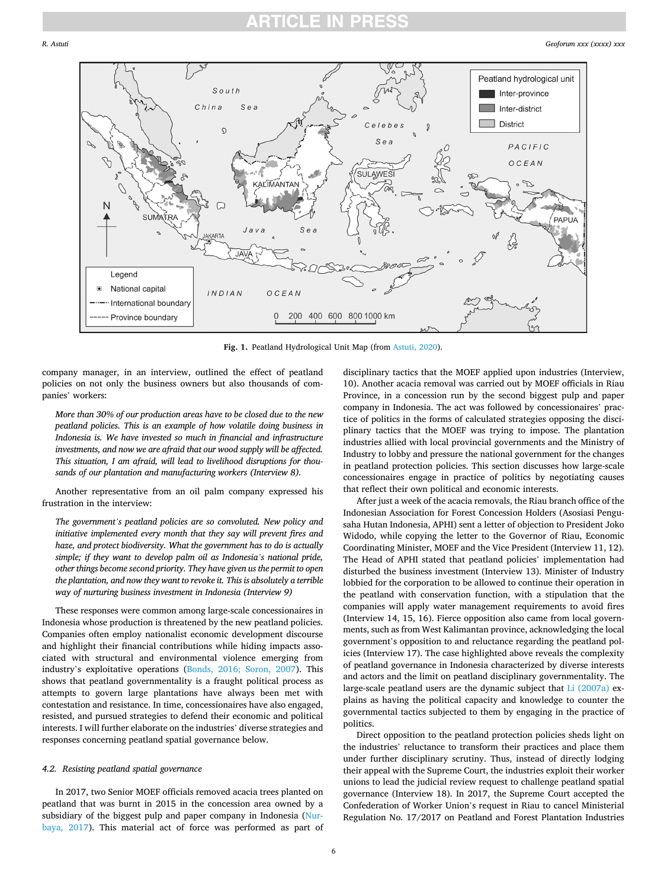Fig. 1. Peatland Hydrological Unit Map (from Astuti, 2020).

company manager, in an interview, outlined the effect of peatland policies on not only the business owners but also thousands of companies' workers:

> *More than 30% of our production areas have to be closed due to the new peatland policies. This is an example of how volatile doing business in Indonesia is. We have invested so much in financial and infrastructure investments, and now we are afraid that our wood supply will be affected. This situation, I am afraid, will lead to livelihood disruptions for thousands of our plantation and manufacturing workers (Interview 8).*

Another representative from an oil palm company expressed his frustration in the interview:

> *The government's peatland policies are so convoluted. New policy and initiative implemented every month that they say will prevent fires and haze, and protect biodiversity. What the government has to do is actually simple; if they want to develop palm oil as Indonesia's national pride, other things become second priority. They have given us the permit to open the plantation, and now they want to revoke it. This is absolutely a terrible way of nurturing business investment in Indonesia (Interview 9)*

These responses were common among large-scale concessionaires in Indonesia whose production is threatened by the new peatland policies. Companies often employ nationalist economic development discourse and highlight their financial contributions while hiding impacts associated with structural and environmental violence emerging from industry's exploitative operations (Bonds, 2016; Soron, 2007). This shows that peatland governmentality is a fraught political process as attempts to govern large plantations have always been met with contestation and resistance. In time, concessionaires have also engaged, resisted, and pursued strategies to defend their economic and political interests. I will further elaborate on the industries' diverse strategies and responses concerning peatland spatial governance below.

### 4.2. Resisting peatland spatial governance

In 2017, two Senior MOEF officials removed acacia trees planted on peatland that was burnt in 2015 in the concession area owned by a subsidiary of the biggest pulp and paper company in Indonesia (Nurbaya, 2017). This material act of force was performed as part of disciplinary tactics that the MOEF applied upon industries (Interview, 10). Another acacia removal was carried out by MOEF officials in Riau Province, in a concession run by the second biggest pulp and paper company in Indonesia. The act was followed by concessionaires' practice of politics in the forms of calculated strategies opposing the disciplinary tactics that the MOEF was trying to impose. The plantation industries allied with local provincial governments and the Ministry of Industry to lobby and pressure the national government for the changes in peatland protection policies. This section discusses how large-scale concessionaires engage in practice of politics by negotiating causes that reflect their own political and economic interests.

After just a week of the acacia removals, the Riau branch office of the Indonesian Association for Forest Concession Holders (Asosiasi Pengusaha Hutan Indonesia, APHI) sent a letter of objection to President Joko Widodo, while copying the letter to the Governor of Riau, Economic Coordinating Minister, MOEF and the Vice President (Interview 11, 12). The Head of APHI stated that peatland policies' implementation had disturbed the business investment (Interview 13). Minister of Industry lobbied for the corporation to be allowed to continue their operation in the peatland with conservation function, with a stipulation that the companies will apply water management requirements to avoid fires (Interview 14, 15, 16). Fierce opposition also came from local governments, such as from West Kalimantan province, acknowledging the local government's opposition to and reluctance regarding the peatland policies (Interview 17). The case highlighted above reveals the complexity of peatland governance in Indonesia characterized by diverse interests and actors and the limit on peatland disciplinary governmentality. The large-scale peatland users are the dynamic subject that Li (2007a) explains as having the political capacity and knowledge to counter the governmental tactics subjected to them by engaging in the practice of politics.

Direct opposition to the peatland protection policies sheds light on the industries' reluctance to transform their practices and place them under further disciplinary scrutiny. Thus, instead of directly lodging their appeal with the Supreme Court, the industries exploit their worker unions to lead the judicial review request to challenge peatland spatial governance (Interview 18). In 2017, the Supreme Court accepted the Confederation of Worker Union's request in Riau to cancel Ministerial Regulation No. 17/2017 on Peatland and Forest Plantation Industries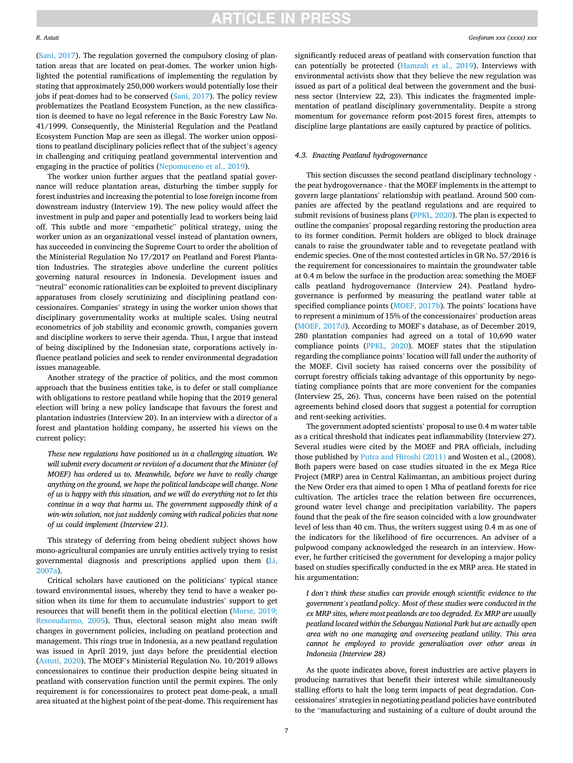(Sani, 2017). The regulation governed the compulsory closing of plantation areas that are located on peat-domes. The worker union highlighted the potential ramifications of implementing the regulation by stating that approximately 250,000 workers would potentially lose their jobs if peat-domes had to be conserved (Sani, 2017). The policy review problematizes the Peatland Ecosystem Function, as the new classification is deemed to have no legal reference in the Basic Forestry Law No. 41/1999. Consequently, the Ministerial Regulation and the Peatland Ecosystem Function Map are seen as illegal. The worker union oppositions to peatland disciplinary policies reflect that of the subject's agency in challenging and critiquing peatland governmental intervention and engaging in the practice of politics (Nepomuceno et al., 2019).

The worker union further argues that the peatland spatial governance will reduce plantation areas, disturbing the timber supply for forest industries and increasing the potential to lose foreign income from downstream industry (Interview 19). The new policy would affect the investment in pulp and paper and potentially lead to workers being laid off. This subtle and more "empathetic" political strategy, using the worker union as an organizational vessel instead of plantation owners, has succeeded in convincing the Supreme Court to order the abolition of the Ministerial Regulation No 17/2017 on Peatland and Forest Plantation Industries. The strategies above underline the current politics governing natural resources in Indonesia. Development issues and "neutral" economic rationalities can be exploited to prevent disciplinary apparatuses from closely scrutinizing and disciplining peatland concessionaires. Companies' strategy in using the worker union shows that disciplinary governmentality works at multiple scales. Using neutral econometrics of job stability and economic growth, companies govern and discipline workers to serve their agenda. Thus, I argue that instead of being disciplined by the Indonesian state, corporations actively influence peatland policies and seek to render environmental degradation issues manageable.

Another strategy of the practice of politics, and the most common approach that the business entities take, is to defer or stall compliance with obligations to restore peatland while hoping that the 2019 general election will bring a new policy landscape that favours the forest and plantation industries (Interview 20). In an interview with a director of a forest and plantation holding company, he asserted his views on the current policy:

> *These new regulations have positioned us in a challenging situation. We will submit every document or revision of a document that the Minister (of MOEF) has ordered us to. Meanwhile, before we have to really change anything on the ground, we hope the political landscape will change. None of us is happy with this situation, and we will do everything not to let this continue in a way that harms us. The government supposedly think of a win-win solution, not just suddenly coming with radical policies that none of us could implement (Interview 21).*

This strategy of deferring from being obedient subject shows how mono-agricultural companies are unruly entities actively trying to resist governmental diagnosis and prescriptions applied upon them (Li, 2007a).

Critical scholars have cautioned on the politicians' typical stance toward environmental issues, whereby they tend to have a weaker position when its time for them to accumulate industries' support to get resources that will benefit them in the political election (Morse, 2019; Resosudarmo, 2005). Thus, electoral season might also mean swift changes in government policies, including on peatland protection and management. This rings true in Indonesia, as a new peatland regulation was issued in April 2019, just days before the presidential election (Astuti, 2020). The MOEF's Ministerial Regulation No. 10/2019 allows concessionaires to continue their production despite being situated in peatland with conservation function until the permit expires. The only requirement is for concessionaires to protect peat dome-peak, a small area situated at the highest point of the peat-dome. This requirement has significantly reduced areas of peatland with conservation function that can potentially be protected (Hamzah et al., 2019). Interviews with environmental activists show that they believe the new regulation was issued as part of a political deal between the government and the business sector (Interview 22, 23). This indicates the fragmented implementation of peatland disciplinary governmentality. Despite a strong momentum for governance reform post-2015 forest fires, attempts to discipline large plantations are easily captured by practice of politics.

### 4.3. Enacting Peatland hydrogovernance

This section discusses the second peatland disciplinary technology - the peat hydrogovernance - that the MOEF implements in the attempt to govern large plantations' relationship with peatland. Around 500 companies are affected by the peatland regulations and are required to submit revisions of business plans (PPKL, 2020). The plan is expected to outline the companies' proposal regarding restoring the production area to its former condition. Permit holders are obliged to block drainage canals to raise the groundwater table and to revegetate peatland with endemic species. One of the most contested articles in GR No. 57/2016 is the requirement for concessionaires to maintain the groundwater table at 0.4 m below the surface in the production area: something the MOEF calls peatland hydrogovernance (Interview 24). Peatland hydrogovernance is performed by measuring the peatland water table at specified compliance points (MOEF, 2017b). The points' locations have to represent a minimum of 15% of the concessionaires' production areas (MOEF, 2017d). According to MOEF's database, as of December 2019, 280 plantation companies had agreed on a total of 10,690 water compliance points (PPKL, 2020). MOEF states that the stipulation regarding the compliance points' location will fall under the authority of the MOEF. Civil society has raised concerns over the possibility of corrupt forestry officials taking advantage of this opportunity by negotiating compliance points that are more convenient for the companies (Interview 25, 26). Thus, concerns have been raised on the potential agreements behind closed doors that suggest a potential for corruption and rent-seeking activities.

The government adopted scientists' proposal to use 0.4 m water table as a critical threshold that indicates peat inflammability (Interview 27). Several studies were cited by the MOEF and PRA officials, including those published by Putra and Hiroshi (2011) and Wosten et al., (2008). Both papers were based on case studies situated in the ex Mega Rice Project (MRP) area in Central Kalimantan, an ambitious project during the New Order era that aimed to open 1 Mha of peatland forests for rice cultivation. The articles trace the relation between fire occurrences, ground water level change and precipitation variability. The papers found that the peak of the fire season coincided with a low groundwater level of less than 40 cm. Thus, the writers suggest using 0.4 m as one of the indicators for the likelihood of fire occurrences. An adviser of a pulpwood company acknowledged the research in an interview. However, he further criticised the government for developing a major policy based on studies specifically conducted in the ex MRP area. He stated in his argumentation:

> *I don't think these studies can provide enough scientific evidence to the government's peatland policy. Most of these studies were conducted in the ex MRP sites, where most peatlands are too degraded. Ex MRP are usually peatland located within the Sebangau National Park but are actually open area with no one managing and overseeing peatland utility. This area cannot be employed to provide generalisation over other areas in Indonesia (Interview 28)*

As the quote indicates above, forest industries are active players in producing narratives that benefit their interest while simultaneously stalling efforts to halt the long term impacts of peat degradation. Concessionaires' strategies in negotiating peatland policies have contributed to the "manufacturing and sustaining of a culture of doubt around the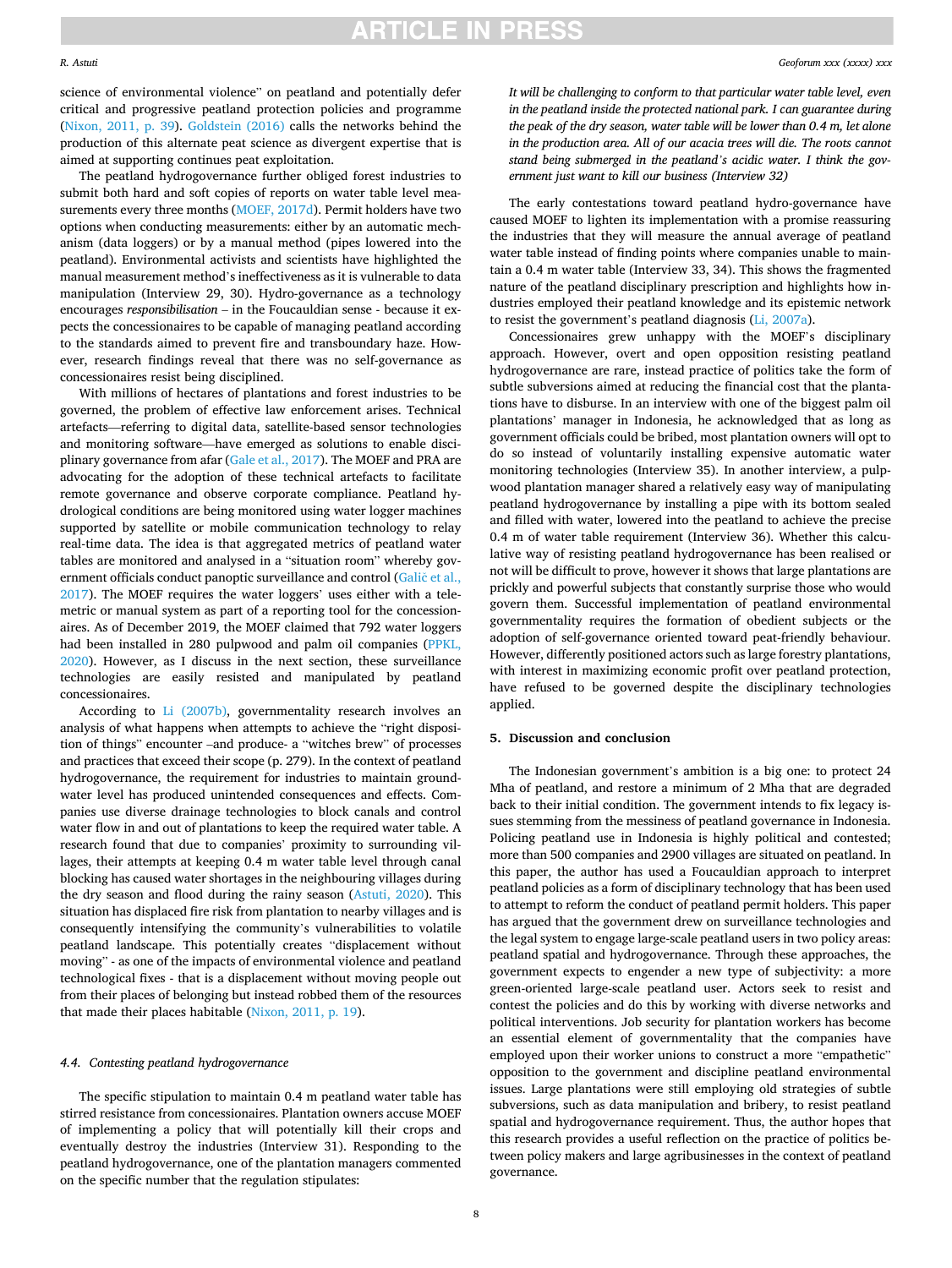science of environmental violence" on peatland and potentially defer critical and progressive peatland protection policies and programme (Nixon, 2011, p. 39). Goldstein (2016) calls the networks behind the production of this alternate peat science as divergent expertise that is aimed at supporting continues peat exploitation.

The peatland hydrogovernance further obliged forest industries to submit both hard and soft copies of reports on water table level measurements every three months (MOEF, 2017d). Permit holders have two options when conducting measurements: either by an automatic mechanism (data loggers) or by a manual method (pipes lowered into the peatland). Environmental activists and scientists have highlighted the manual measurement method's ineffectiveness as it is vulnerable to data manipulation (Interview 29, 30). Hydro-governance as a technology encourages *responsibilisation* – in the Foucauldian sense - because it expects the concessionaires to be capable of managing peatland according to the standards aimed to prevent fire and transboundary haze. However, research findings reveal that there was no self-governance as concessionaires resist being disciplined.

With millions of hectares of plantations and forest industries to be governed, the problem of effective law enforcement arises. Technical artefacts—referring to digital data, satellite-based sensor technologies and monitoring software—have emerged as solutions to enable disciplinary governance from afar (Gale et al., 2017). The MOEF and PRA are advocating for the adoption of these technical artefacts to facilitate remote governance and observe corporate compliance. Peatland hydrological conditions are being monitored using water logger machines supported by satellite or mobile communication technology to relay real-time data. The idea is that aggregated metrics of peatland water tables are monitored and analysed in a "situation room" whereby government officials conduct panoptic surveillance and control (Galič et al., 2017). The MOEF requires the water loggers' uses either with a telemetric or manual system as part of a reporting tool for the concessionaires. As of December 2019, the MOEF claimed that 792 water loggers had been installed in 280 pulpwood and palm oil companies (PPKL, 2020). However, as I discuss in the next section, these surveillance technologies are easily resisted and manipulated by peatland concessionaires.

According to Li (2007b), governmentality research involves an analysis of what happens when attempts to achieve the "right disposition of things" encounter –and produce- a "witches brew" of processes and practices that exceed their scope (p. 279). In the context of peatland hydrogovernance, the requirement for industries to maintain groundwater level has produced unintended consequences and effects. Companies use diverse drainage technologies to block canals and control water flow in and out of plantations to keep the required water table. A research found that due to companies' proximity to surrounding villages, their attempts at keeping 0.4 m water table level through canal blocking has caused water shortages in the neighbouring villages during the dry season and flood during the rainy season (Astuti, 2020). This situation has displaced fire risk from plantation to nearby villages and is consequently intensifying the community's vulnerabilities to volatile peatland landscape. This potentially creates "displacement without moving" - as one of the impacts of environmental violence and peatland technological fixes - that is a displacement without moving people out from their places of belonging but instead robbed them of the resources that made their places habitable (Nixon, 2011, p. 19).

### 4.4. Contesting peatland hydrogovernance

The specific stipulation to maintain 0.4 m peatland water table has stirred resistance from concessionaires. Plantation owners accuse MOEF of implementing a policy that will potentially kill their crops and eventually destroy the industries (Interview 31). Responding to the peatland hydrogovernance, one of the plantation managers commented on the specific number that the regulation stipulates:

> *It will be challenging to conform to that particular water table level, even in the peatland inside the protected national park. I can guarantee during the peak of the dry season, water table will be lower than 0.4 m, let alone in the production area. All of our acacia trees will die. The roots cannot stand being submerged in the peatland's acidic water. I think the government just want to kill our business (Interview 32)*

The early contestations toward peatland hydro-governance have caused MOEF to lighten its implementation with a promise reassuring the industries that they will measure the annual average of peatland water table instead of finding points where companies unable to maintain a 0.4 m water table (Interview 33, 34). This shows the fragmented nature of the peatland disciplinary prescription and highlights how industries employed their peatland knowledge and its epistemic network to resist the government's peatland diagnosis (Li, 2007a).

Concessionaires grew unhappy with the MOEF's disciplinary approach. However, overt and open opposition resisting peatland hydrogovernance are rare, instead practice of politics take the form of subtle subversions aimed at reducing the financial cost that the plantations have to disburse. In an interview with one of the biggest palm oil plantations' manager in Indonesia, he acknowledged that as long as government officials could be bribed, most plantation owners will opt to do so instead of voluntarily installing expensive automatic water monitoring technologies (Interview 35). In another interview, a pulpwood plantation manager shared a relatively easy way of manipulating peatland hydrogovernance by installing a pipe with its bottom sealed and filled with water, lowered into the peatland to achieve the precise 0.4 m of water table requirement (Interview 36). Whether this calculative way of resisting peatland hydrogovernance has been realised or not will be difficult to prove, however it shows that large plantations are prickly and powerful subjects that constantly surprise those who would govern them. Successful implementation of peatland environmental governmentality requires the formation of obedient subjects or the adoption of self-governance oriented toward peat-friendly behaviour. However, differently positioned actors such as large forestry plantations, with interest in maximizing economic profit over peatland protection, have refused to be governed despite the disciplinary technologies applied.

## 5. Discussion and conclusion

The Indonesian government's ambition is a big one: to protect 24 Mha of peatland, and restore a minimum of 2 Mha that are degraded back to their initial condition. The government intends to fix legacy issues stemming from the messiness of peatland governance in Indonesia. Policing peatland use in Indonesia is highly political and contested; more than 500 companies and 2900 villages are situated on peatland. In this paper, the author has used a Foucauldian approach to interpret peatland policies as a form of disciplinary technology that has been used to attempt to reform the conduct of peatland permit holders. This paper has argued that the government drew on surveillance technologies and the legal system to engage large-scale peatland users in two policy areas: peatland spatial and hydrogovernance. Through these approaches, the government expects to engender a new type of subjectivity: a more green-oriented large-scale peatland user. Actors seek to resist and contest the policies and do this by working with diverse networks and political interventions. Job security for plantation workers has become an essential element of governmentality that the companies have employed upon their worker unions to construct a more "empathetic" opposition to the government and discipline peatland environmental issues. Large plantations were still employing old strategies of subtle subversions, such as data manipulation and bribery, to resist peatland spatial and hydrogovernance requirement. Thus, the author hopes that this research provides a useful reflection on the practice of politics between policy makers and large agribusinesses in the context of peatland governance.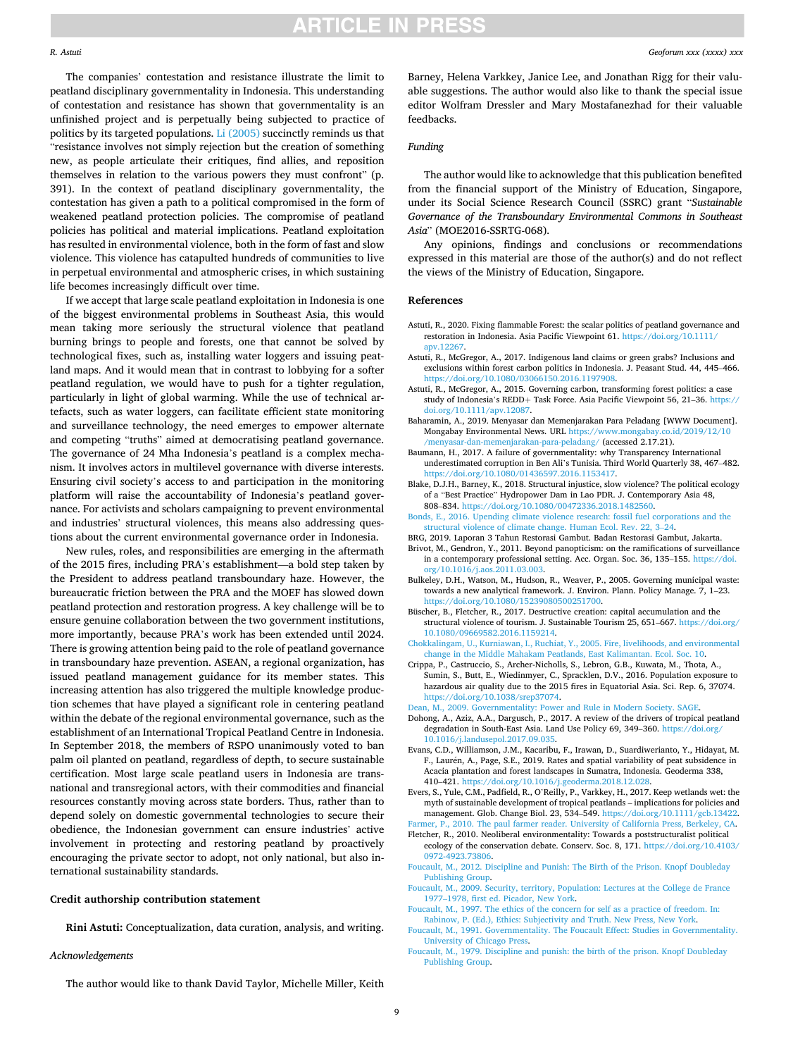The companies' contestation and resistance illustrate the limit to peatland disciplinary governmentality in Indonesia. This understanding of contestation and resistance has shown that governmentality is an unfinished project and is perpetually being subjected to practice of politics by its targeted populations. Li (2005) succinctly reminds us that "resistance involves not simply rejection but the creation of something new, as people articulate their critiques, find allies, and reposition themselves in relation to the various powers they must confront" (p. 391). In the context of peatland disciplinary governmentality, the contestation has given a path to a political compromised in the form of weakened peatland protection policies. The compromise of peatland policies has political and material implications. Peatland exploitation has resulted in environmental violence, both in the form of fast and slow violence. This violence has catapulted hundreds of communities to live in perpetual environmental and atmospheric crises, in which sustaining life becomes increasingly difficult over time.

If we accept that large scale peatland exploitation in Indonesia is one of the biggest environmental problems in Southeast Asia, this would mean taking more seriously the structural violence that peatland burning brings to people and forests, one that cannot be solved by technological fixes, such as, installing water loggers and issuing peatland maps. And it would mean that in contrast to lobbying for a softer peatland regulation, we would have to push for a tighter regulation, particularly in light of global warming. While the use of technical artefacts, such as water loggers, can facilitate efficient state monitoring and surveillance technology, the need emerges to empower alternate and competing "truths" aimed at democratising peatland governance. The governance of 24 Mha Indonesia's peatland is a complex mechanism. It involves actors in multilevel governance with diverse interests. Ensuring civil society's access to and participation in the monitoring platform will raise the accountability of Indonesia's peatland governance. For activists and scholars campaigning to prevent environmental and industries' structural violences, this means also addressing questions about the current environmental governance order in Indonesia.

New rules, roles, and responsibilities are emerging in the aftermath of the 2015 fires, including PRA's establishment—a bold step taken by the President to address peatland transboundary haze. However, the bureaucratic friction between the PRA and the MOEF has slowed down peatland protection and restoration progress. A key challenge will be to ensure genuine collaboration between the two government institutions, more importantly, because PRA's work has been extended until 2024. There is growing attention being paid to the role of peatland governance in transboundary haze prevention. ASEAN, a regional organization, has issued peatland management guidance for its member states. This increasing attention has also triggered the multiple knowledge production schemes that have played a significant role in centering peatland within the debate of the regional environmental governance, such as the establishment of an International Tropical Peatland Centre in Indonesia. In September 2018, the members of RSPO unanimously voted to ban palm oil planted on peatland, regardless of depth, to secure sustainable certification. Most large scale peatland users in Indonesia are transnational and transregional actors, with their commodities and financial resources constantly moving across state borders. Thus, rather than to depend solely on domestic governmental technologies to secure their obedience, the Indonesian government can ensure industries' active involvement in protecting and restoring peatland by proactively encouraging the private sector to adopt, not only national, but also international sustainability standards.

## Credit authorship contribution statement

**Rini Astuti:** Conceptualization, data curation, analysis, and writing.

## *Acknowledgements*

The author would like to thank David Taylor, Michelle Miller, Keith Barney, Helena Varkkey, Janice Lee, and Jonathan Rigg for their valuable suggestions. The author would also like to thank the special issue editor Wolfram Dressler and Mary Mostafanezhad for their valuable feedbacks.

## *Funding*

The author would like to acknowledge that this publication benefited from the financial support of the Ministry of Education, Singapore, under its Social Science Research Council (SSRC) grant "*Sustainable Governance of the Transboundary Environmental Commons in Southeast Asia*" (MOE2016-SSRTG-068).

Any opinions, findings and conclusions or recommendations expressed in this material are those of the author(s) and do not reflect the views of the Ministry of Education, Singapore.

## References

Astuti, R., 2020. Fixing flammable Forest: the scalar politics of peatland governance and restoration in Indonesia. Asia Pacific Viewpoint 61. https://doi.org/10.1111/apv.12267.

Astuti, R., McGregor, A., 2017. Indigenous land claims or green grabs? Inclusions and exclusions within forest carbon politics in Indonesia. J. Peasant Stud. 44, 445–466. https://doi.org/10.1080/03066150.2016.1197908.

Astuti, R., McGregor, A., 2015. Governing carbon, transforming forest politics: a case study of Indonesia's REDD+ Task Force. Asia Pacific Viewpoint 56, 21–36. https://doi.org/10.1111/apv.12087.

Baharamin, A., 2019. Menyasar dan Memenjarakan Para Peladang [WWW Document]. Mongabay Environmental News. URL https://www.mongabay.co.id/2019/12/10/menyasar-dan-memenjarakan-para-peladang/ (accessed 2.17.21).

Baumann, H., 2017. A failure of governmentality: why Transparency International underestimated corruption in Ben Ali's Tunisia. Third World Quarterly 38, 467–482. https://doi.org/10.1080/01436597.2016.1153417.

Blake, D.J.H., Barney, K., 2018. Structural injustice, slow violence? The political ecology of a "Best Practice" Hydropower Dam in Lao PDR. J. Contemporary Asia 48, 808–834. https://doi.org/10.1080/00472336.2018.1482560.

Bonds, E., 2016. Upending climate violence research: fossil fuel corporations and the structural violence of climate change. Human Ecol. Rev. 22, 3–24.

BRG, 2019. Laporan 3 Tahun Restorasi Gambut. Badan Restorasi Gambut, Jakarta.

Brivot, M., Gendron, Y., 2011. Beyond panopticism: on the ramifications of surveillance in a contemporary professional setting. Acc. Organ. Soc. 36, 135–155. https://doi.org/10.1016/j.aos.2011.03.003.

Bulkeley, D.H., Watson, M., Hudson, R., Weaver, P., 2005. Governing municipal waste: towards a new analytical framework. J. Environ. Plann. Policy Manage. 7, 1–23. https://doi.org/10.1080/15239080500251700.

Büscher, B., Fletcher, R., 2017. Destructive creation: capital accumulation and the structural violence of tourism. J. Sustainable Tourism 25, 651–667. https://doi.org/10.1080/09669582.2016.1159214.

Chokkalingam, U., Kurniawan, I., Ruchiat, Y., 2005. Fire, livelihoods, and environmental change in the Middle Mahakam Peatlands, East Kalimantan. Ecol. Soc. 10.

Crippa, P., Castruccio, S., Archer-Nicholls, S., Lebron, G.B., Kuwata, M., Thota, A., Sumin, S., Butt, E., Wiedinmyer, C., Spracklen, D.V., 2016. Population exposure to hazardous air quality due to the 2015 fires in Equatorial Asia. Sci. Rep. 6, 37074. https://doi.org/10.1038/srep37074.

Dean, M., 2009. Governmentality: Power and Rule in Modern Society. SAGE.

Dohong, A., Aziz, A.A., Dargusch, P., 2017. A review of the drivers of tropical peatland degradation in South-East Asia. Land Use Policy 69, 349–360. https://doi.org/10.1016/j.landusepol.2017.09.035.

Evans, C.D., Williamson, J.M., Kacaribu, F., Irawan, D., Suardiwerianto, Y., Hidayat, M. F., Laurén, A., Page, S.E., 2019. Rates and spatial variability of peat subsidence in Acacia plantation and forest landscapes in Sumatra, Indonesia. Geoderma 338, 410–421. https://doi.org/10.1016/j.geoderma.2018.12.028.

Evers, S., Yule, C.M., Padfield, R., O'Reilly, P., Varkkey, H., 2017. Keep wetlands wet: the myth of sustainable development of tropical peatlands – implications for policies and management. Glob. Change Biol. 23, 534–549. https://doi.org/10.1111/gcb.13422.

Farmer, P., 2010. The paul farmer reader. University of California Press, Berkeley, CA.

Fletcher, R., 2010. Neoliberal environmentality: Towards a poststructuralist political ecology of the conservation debate. Conserv. Soc. 8, 171. https://doi.org/10.4103/0972-4923.73806.

Foucault, M., 2012. Discipline and Punish: The Birth of the Prison. Knopf Doubleday Publishing Group.

Foucault, M., 2009. Security, territory, Population: Lectures at the College de France 1977–1978, first ed. Picador, New York.

Foucault, M., 1997. The ethics of the concern for self as a practice of freedom. In: Rabinow, P. (Ed.), Ethics: Subjectivity and Truth. New Press, New York.

Foucault, M., 1991. Governmentality. The Foucault Effect: Studies in Governmentality. University of Chicago Press.

Foucault, M., 1979. Discipline and punish: the birth of the prison. Knopf Doubleday Publishing Group.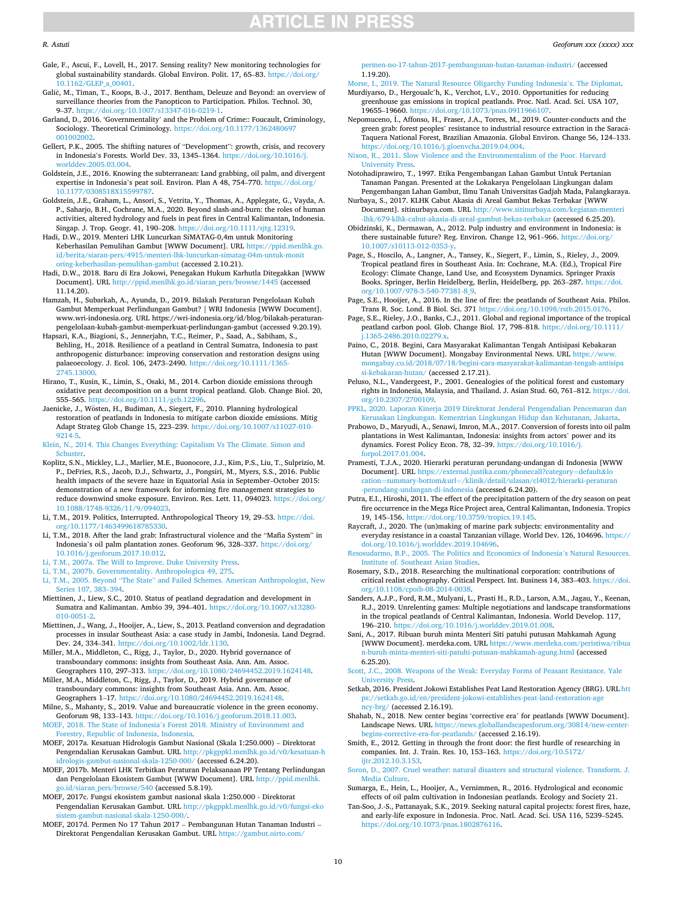Gale, F., Ascui, F., Lovell, H., 2017. Sensing reality? New monitoring technologies for global sustainability standards. Global Environ. Polit. 17, 65–83. https://doi.org/10.1162/GLEP_a_00401.

Galič, M., Timan, T., Koops, B.-J., 2017. Bentham, Deleuze and Beyond: an overview of surveillance theories from the Panopticon to Participation. Philos. Technol. 30, 9–37. https://doi.org/10.1007/s13347-016-0219-1.

Garland, D., 2016. 'Governmentality' and the Problem of Crime:: Foucault, Criminology, Sociology. Theoretical Criminology. https://doi.org/10.1177/1362480697001002002.

Gellert, P.K., 2005. The shifting natures of "Development": growth, crisis, and recovery in Indonesia's Forests. World Dev. 33, 1345–1364. https://doi.org/10.1016/j.worlddev.2005.03.004.

Goldstein, J.E., 2016. Knowing the subterranean: Land grabbing, oil palm, and divergent expertise in Indonesia's peat soil. Environ. Plan A 48, 754–770. https://doi.org/10.1177/0308518X15599787.

Goldstein, J.E., Graham, L., Ansori, S., Vetrita, Y., Thomas, A., Applegate, G., Vayda, A. P., Saharjo, B.H., Cochrane, M.A., 2020. Beyond slash-and-burn: the roles of human activities, altered hydrology and fuels in peat fires in Central Kalimantan, Indonesia. Singap. J. Trop. Geogr. 41, 190–208. https://doi.org/10.1111/sjtg.12319.

Hadi, D.W., 2019. Menteri LHK Luncurkan SiMATAG-0,4m untuk Monitoring Keberhasilan Pemulihan Gambut [WWW Document]. URL https://ppid.menlhk.go.id/berita/siaran-pers/4915/menteri-lhk-luncurkan-simatag-04m-untuk-monitoring-keberhasilan-pemulihan-gambut (accessed 2.10.21).

Hadi, D.W., 2018. Baru di Era Jokowi, Penegakan Hukum Karhutla Ditegakkan [WWW Document]. URL http://ppid.menlhk.go.id/siaran_pers/browse/1445 (accessed 11.14.20).

Hamzah, H., Subarkah, A., Ayunda, D., 2019. Bilakah Peraturan Pengelolaan Kubah Gambut Memperkuat Perlindungan Gambut? | WRI Indonesia [WWW Document]. www.wri-indonesia.org. URL https://wri-indonesia.org/id/blog/bilakah-peraturan-pengelolaan-kubah-gambut-memperkuat-perlindungan-gambut (accessed 9.20.19).

Hapsari, K.A., Biagioni, S., Jennerjahn, T.C., Reimer, P., Saad, A., Sabiham, S., Behling, H., 2018. Resilience of a peatland in Central Sumatra, Indonesia to past anthropogenic disturbance: improving conservation and restoration designs using palaeoecology. J. Ecol. 106, 2473–2490. https://doi.org/10.1111/1365-2745.13000.

Hirano, T., Kusin, K., Limin, S., Osaki, M., 2014. Carbon dioxide emissions through oxidative peat decomposition on a burnt tropical peatland. Glob. Change Biol. 20, 555–565. https://doi.org/10.1111/gcb.12296.

Jaenicke, J., Wösten, H., Budiman, A., Siegert, F., 2010. Planning hydrological restoration of peatlands in Indonesia to mitigate carbon dioxide emissions. Mitig Adapt Strateg Glob Change 15, 223–239. https://doi.org/10.1007/s11027-010-9214-5.

Klein, N., 2014. This Changes Everything: Capitalism Vs The Climate. Simon and Schuster.

Koplitz, S.N., Mickley, L.J., Marlier, M.E., Buonocore, J.J., Kim, P.S., Liu, T., Sulprizio, M. P., DeFries, R.S., Jacob, D.J., Schwartz, J., Pongsiri, M., Myers, S.S., 2016. Public health impacts of the severe haze in Equatorial Asia in September–October 2015: demonstration of a new framework for informing fire management strategies to reduce downwind smoke exposure. Environ. Res. Lett. 11, 094023. https://doi.org/10.1088/1748-9326/11/9/094023.

Li, T.M., 2019. Politics, Interrupted. Anthropological Theory 19, 29–53. https://doi.org/10.1177/1463499618785330.

Li, T.M., 2018. After the land grab: Infrastructural violence and the "Mafia System" in Indonesia's oil palm plantation zones. Geoforum 96, 328–337. https://doi.org/10.1016/j.geoforum.2017.10.012.

Li, T.M., 2007a. The Will to Improve. Duke University Press.

Li, T.M., 2007b. Governmentality. Anthropologica 49, 275.

Li, T.M., 2005. Beyond "The State" and Failed Schemes. American Anthropologist, New Series 107, 383–394.

Miettinen, J., Liew, S.C., 2010. Status of peatland degradation and development in Sumatra and Kalimantan. Ambio 39, 394–401. https://doi.org/10.1007/s13280-010-0051-2.

Miettinen, J., Wang, J., Hooijer, A., Liew, S., 2013. Peatland conversion and degradation processes in insular Southeast Asia: a case study in Jambi, Indonesia. Land Degrad. Dev. 24, 334–341. https://doi.org/10.1002/ldr.1130.

Miller, M.A., Middleton, C., Rigg, J., Taylor, D., 2020. Hybrid governance of transboundary commons: insights from Southeast Asia. Ann. Am. Assoc. Geographers 110, 297–313. https://doi.org/10.1080/24694452.2019.1624148.

Miller, M.A., Middleton, C., Rigg, J., Taylor, D., 2019. Hybrid governance of transboundary commons: insights from Southeast Asia. Ann. Am. Assoc. Geographers 1–17. https://doi.org/10.1080/24694452.2019.1624148.

Milne, S., Mahanty, S., 2019. Value and bureaucratic violence in the green economy. Geoforum 98, 133–143. https://doi.org/10.1016/j.geoforum.2018.11.003.

MOEF, 2018. The State of Indonesia's Forest 2018. Ministry of Environment and Forestry, Republic of Indonesia, Indonesia.

MOEF, 2017a. Kesatuan Hidrologis Gambut Nasional (Skala 1:250.000) – Direktorat Pengendalian Kerusakan Gambut. URL http://pkgppkl.menlhk.go.id/v0/kesatuan-hidrologis-gambut-nasional-skala-1250-000/ (accessed 6.24.20).

MOEF, 2017b. Menteri LHK Terbitkan Peraturan Pelaksanaan PP Tentang Perlindungan dan Pengelolaan Ekosistem Gambut [WWW Document]. URL http://ppid.menlhk.go.id/siaran_pers/browse/540 (accessed 5.8.19).

MOEF, 2017c. Fungsi ekosistem gambut nasional skala 1:250.000 - Direktorat Pengendalian Kerusakan Gambut. URL http://pkgppkl.menlhk.go.id/v0/fungsi-ekosistem-gambut-nasional-skala-1250-000/.

MOEF, 2017d. Permen No 17 Tahun 2017 – Pembangunan Hutan Tanaman Industri – Direktorat Pengendalian Kerusakan Gambut. URL https://gambut.oirto.com/permen-no-17-tahun-2017-pembangunan-hutan-tanaman-industri/ (accessed 1.19.20).

Morse, I., 2019. The Natural Resource Oligarchy Funding Indonesia's. The Diplomat.

Murdiyarso, D., Hergoualc'h, K., Verchot, L.V., 2010. Opportunities for reducing greenhouse gas emissions in tropical peatlands. Proc. Natl. Acad. Sci. USA 107, 19655–19660. https://doi.org/10.1073/pnas.0911966107.

Nepomuceno, Í., Affonso, H., Fraser, J.A., Torres, M., 2019. Counter-conducts and the green grab: forest peoples' resistance to industrial resource extraction in the Saracá-Taquera National Forest, Brazilian Amazonia. Global Environ. Change 56, 124–133. https://doi.org/10.1016/j.gloenvcha.2019.04.004.

Nixon, R., 2011. Slow Violence and the Environmentalism of the Poor. Harvard University Press.

Notohadiprawiro, T., 1997. Etika Pengembangan Lahan Gambut Untuk Pertanian Tanaman Pangan. Presented at the Lokakarya Pengelolaan Lingkungan dalam Pengembangan Lahan Gambut, Ilmu Tanah Universitas Gadjah Mada, Palangkaraya.

Nurbaya, S., 2017. KLHK Cabut Akasia di Areal Gambut Bekas Terbakar [WWW Document]. sitinurbaya.com. URL http://www.sitinurbaya.com/kegiatan-menteri-lhk/679-klhk-cabut-akasia-di-areal-gambut-bekas-terbakar (accessed 6.25.20).

Obidzinski, K., Dermawan, A., 2012. Pulp industry and environment in Indonesia: is there sustainable future? Reg. Environ. Change 12, 961–966. https://doi.org/10.1007/s10113-012-0353-y.

Page, S., Hoscilo, A., Langner, A., Tansey, K., Siegert, F., Limin, S., Rieley, J., 2009. Tropical peatland fires in Southeast Asia. In: Cochrane, M.A. (Ed.), Tropical Fire Ecology: Climate Change, Land Use, and Ecosystem Dynamics. Springer Praxis Books. Springer, Berlin Heidelberg, Berlin, Heidelberg, pp. 263–287. https://doi.org/10.1007/978-3-540-77381-8_9.

Page, S.E., Hooijer, A., 2016. In the line of fire: the peatlands of Southeast Asia. Philos. Trans R. Soc. Lond. B Biol. Sci. 371 https://doi.org/10.1098/rstb.2015.0176.

Page, S.E., Rieley, J.O., Banks, C.J., 2011. Global and regional importance of the tropical peatland carbon pool. Glob. Change Biol. 17, 798–818. https://doi.org/10.1111/j.1365-2486.2010.02279.x.

Paino, C., 2018. Begini, Cara Masyarakat Kalimantan Tengah Antisipasi Kebakaran Hutan [WWW Document]. Mongabay Environmental News. URL https://www.mongabay.co.id/2018/07/18/begini-cara-masyarakat-kalimantan-tengah-antisipasi-kebakaran-hutan/ (accessed 2.17.21).

Peluso, N.L., Vandergeest, P., 2001. Genealogies of the political forest and customary rights in Indonesia, Malaysia, and Thailand. J. Asian Stud. 60, 761–812. https://doi.org/10.2307/2700109.

PPKL, 2020. Laporan Kinerja 2019 Direktorat Jenderal Pengendalian Pencemaran dan Kerusakan Lingkungan. Kementrian Lingkungan Hidup dan Kehutanan, Jakarta.

Prabowo, D., Maryudi, A., Senawi, Imron, M.A., 2017. Conversion of forests into oil palm plantations in West Kalimantan, Indonesia: insights from actors' power and its dynamics. Forest Policy Econ. 78, 32–39. https://doi.org/10.1016/j.forpol.2017.01.004.

Pramesti, T.J.A., 2020. Hierarki peraturan perundang-undangan di Indonesia [WWW Document]. URL https://external.justika.com/phonecall?category=default&location=summary-bottom&url=/klinik/detail/ulasan/cl4012/hierarki-peraturan-perundang-undangan-di-indonesia (accessed 6.24.20).

Putra, E.I., Hiroshi, 2011. The effect of the precipitation pattern of the dry season on peat fire occurrence in the Mega Rice Project area, Central Kalimantan, Indonesia. Tropics 19, 145–156. https://doi.org/10.3759/tropics.19.145.

Raycraft, J., 2020. The (un)making of marine park subjects: environmentality and everyday resistance in a coastal Tanzanian village. World Dev. 126, 104696. https://doi.org/10.1016/j.worlddev.2019.104696.

Resosudarmo, B.P., 2005. The Politics and Economics of Indonesia's Natural Resources. Institute of. Southeast Asian Studies.

Rosemary, S.D., 2018. Researching the multinational corporation: contributions of critical realist ethnography. Critical Perspect. Int. Business 14, 383–403. https://doi.org/10.1108/cpoib-08-2014-0038.

Sanders, A.J.P., Ford, R.M., Mulyani, L., Prasti H., R.D., Larson, A.M., Jagau, Y., Keenan, R.J., 2019. Unrelenting games: Multiple negotiations and landscape transformations in the tropical peatlands of Central Kalimantan, Indonesia. World Develop. 117, 196–210. https://doi.org/10.1016/j.worlddev.2019.01.008.

Sani, A., 2017. Ribuan buruh minta Menteri Siti patuhi putusan Mahkamah Agung [WWW Document]. merdeka.com. URL https://www.merdeka.com/peristiwa/ribuan-buruh-minta-menteri-siti-patuhi-putusan-mahkamah-agung.html (accessed 6.25.20).

Scott, J.C., 2008. Weapons of the Weak: Everyday Forms of Peasant Resistance. Yale University Press.

Setkab, 2016. President Jokowi Establishes Peat Land Restoration Agency (BRG). URL https://setkab.go.id/en/president-jokowi-establishes-peat-land-restoration-agency-brg/ (accessed 2.16.19).

Shahab, N., 2018. New center begins 'corrective era' for peatlands [WWW Document]. Landscape News. URL https://news.globallandscapesforum.org/30814/new-center-begins-corrective-era-for-peatlands/ (accessed 2.16.19).

Smith, E., 2012. Getting in through the front door: the first hurdle of researching in companies. Int. J. Train. Res. 10, 153–163. https://doi.org/10.5172/ijtr.2012.10.3.153.

Soron, D., 2007. Cruel weather: natural disasters and structural violence. Transform. J. Media Culture.

Sumarga, E., Hein, L., Hooijer, A., Vernimmen, R., 2016. Hydrological and economic effects of oil palm cultivation in Indonesian peatlands. Ecology and Society 21.

Tan-Soo, J.-S., Pattanayak, S.K., 2019. Seeking natural capital projects: forest fires, haze, and early-life exposure in Indonesia. Proc. Natl. Acad. Sci. USA 116, 5239–5245. https://doi.org/10.1073/pnas.1802876116.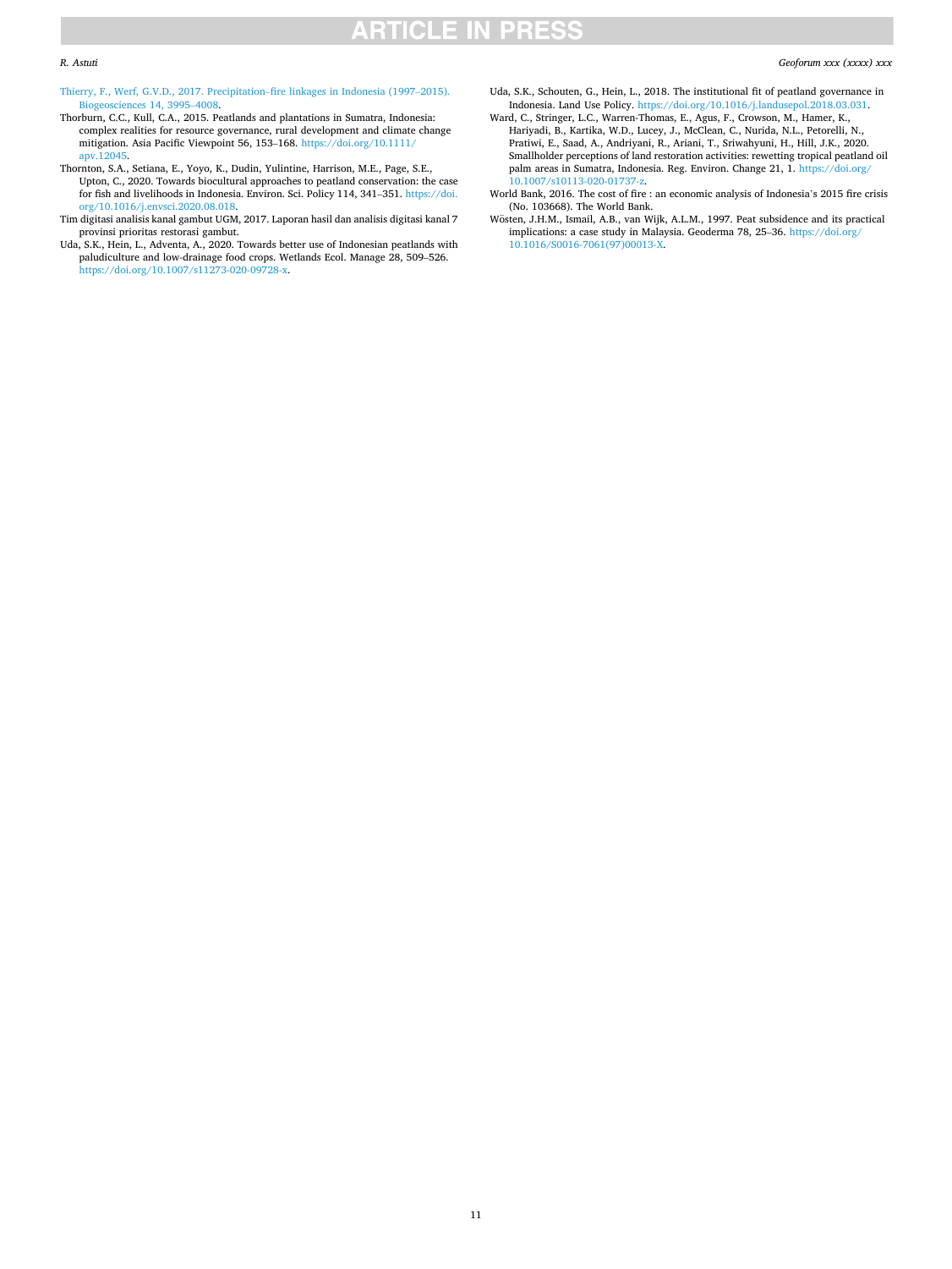Thierry, F., Werf, G.V.D., 2017. Precipitation–fire linkages in Indonesia (1997–2015). Biogeosciences 14, 3995–4008.

Thorburn, C.C., Kull, C.A., 2015. Peatlands and plantations in Sumatra, Indonesia: complex realities for resource governance, rural development and climate change mitigation. Asia Pacific Viewpoint 56, 153–168. https://doi.org/10.1111/apv.12045.

Thornton, S.A., Setiana, E., Yoyo, K., Dudin, Yulintine, Harrison, M.E., Page, S.E., Upton, C., 2020. Towards biocultural approaches to peatland conservation: the case for fish and livelihoods in Indonesia. Environ. Sci. Policy 114, 341–351. https://doi.org/10.1016/j.envsci.2020.08.018.

Tim digitasi analisis kanal gambut UGM, 2017. Laporan hasil dan analisis digitasi kanal 7 provinsi prioritas restorasi gambut.

Uda, S.K., Hein, L., Adventa, A., 2020. Towards better use of Indonesian peatlands with paludiculture and low-drainage food crops. Wetlands Ecol. Manage 28, 509–526. https://doi.org/10.1007/s11273-020-09728-x.

Uda, S.K., Schouten, G., Hein, L., 2018. The institutional fit of peatland governance in Indonesia. Land Use Policy. https://doi.org/10.1016/j.landusepol.2018.03.031.

Ward, C., Stringer, L.C., Warren-Thomas, E., Agus, F., Crowson, M., Hamer, K., Hariyadi, B., Kartika, W.D., Lucey, J., McClean, C., Nurida, N.L., Petorelli, N., Pratiwi, E., Saad, A., Andriyani, R., Ariani, T., Sriwahyuni, H., Hill, J.K., 2020. Smallholder perceptions of land restoration activities: rewetting tropical peatland oil palm areas in Sumatra, Indonesia. Reg. Environ. Change 21, 1. https://doi.org/10.1007/s10113-020-01737-z.

World Bank, 2016. The cost of fire : an economic analysis of Indonesia's 2015 fire crisis (No. 103668). The World Bank.

Wösten, J.H.M., Ismail, A.B., van Wijk, A.L.M., 1997. Peat subsidence and its practical implications: a case study in Malaysia. Geoderma 78, 25–36. https://doi.org/10.1016/S0016-7061(97)00013-X.